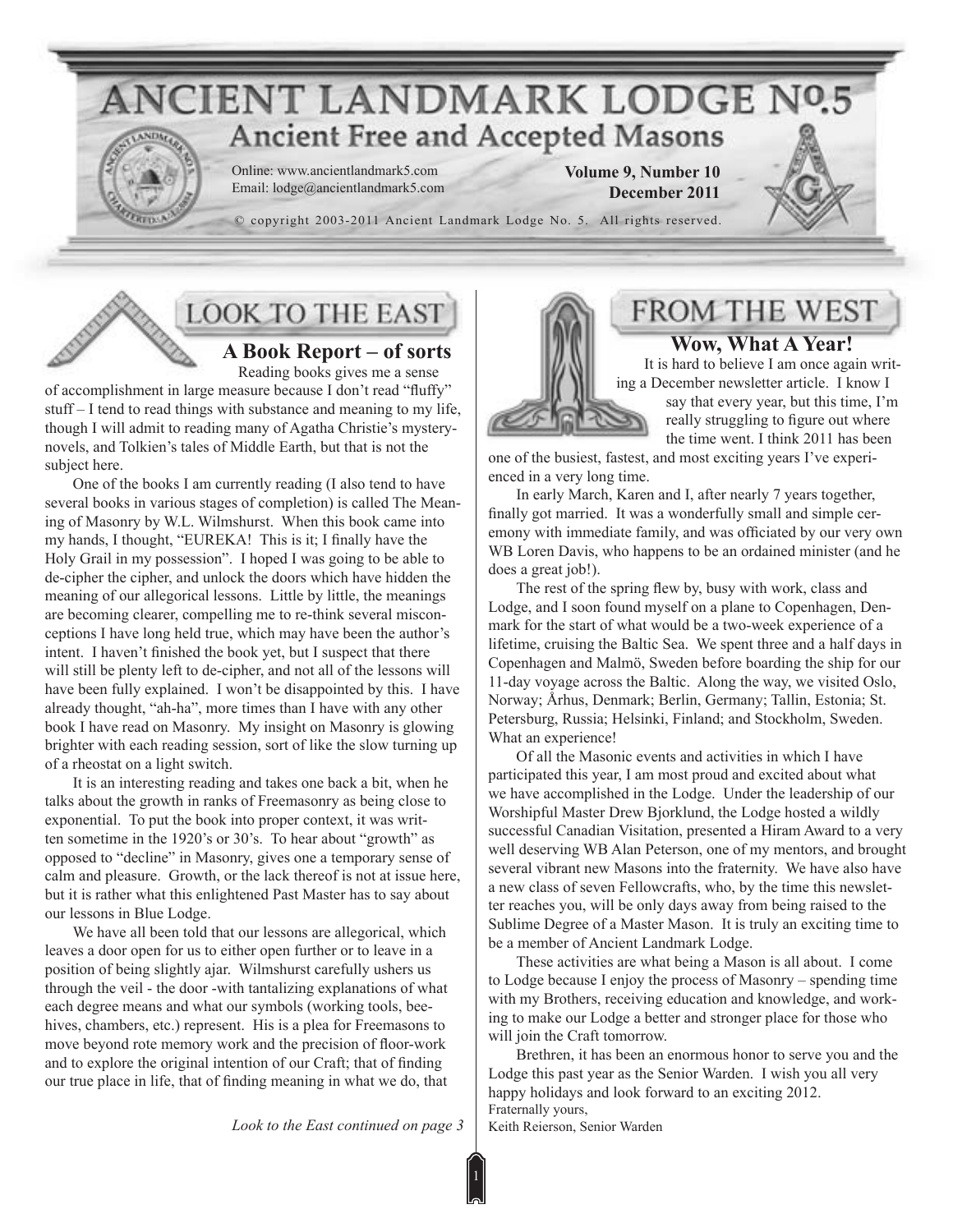# ANCIENT LANDMARK LODGE No.5

## Ancient Free and Accepted Masons

Online: www.ancientlandmark5.com
Email: lodge@ancientlandmark5.com

**Volume 9, Number 10**
**December 2011**

© copyright 2003-2011 Ancient Landmark Lodge No. 5. All rights reserved.

## LOOK TO THE EAST

### A Book Report – of sorts

Reading books gives me a sense of accomplishment in large measure because I don't read "fluffy" stuff – I tend to read things with substance and meaning to my life, though I will admit to reading many of Agatha Christie's mystery-novels, and Tolkien's tales of Middle Earth, but that is not the subject here.

One of the books I am currently reading (I also tend to have several books in various stages of completion) is called The Meaning of Masonry by W.L. Wilmshurst. When this book came into my hands, I thought, "EUREKA! This is it; I finally have the Holy Grail in my possession". I hoped I was going to be able to de-cipher the cipher, and unlock the doors which have hidden the meaning of our allegorical lessons. Little by little, the meanings are becoming clearer, compelling me to re-think several misconceptions I have long held true, which may have been the author's intent. I haven't finished the book yet, but I suspect that there will still be plenty left to de-cipher, and not all of the lessons will have been fully explained. I won't be disappointed by this. I have already thought, "ah-ha", more times than I have with any other book I have read on Masonry. My insight on Masonry is glowing brighter with each reading session, sort of like the slow turning up of a rheostat on a light switch.

It is an interesting reading and takes one back a bit, when he talks about the growth in ranks of Freemasonry as being close to exponential. To put the book into proper context, it was written sometime in the 1920's or 30's. To hear about "growth" as opposed to "decline" in Masonry, gives one a temporary sense of calm and pleasure. Growth, or the lack thereof is not at issue here, but it is rather what this enlightened Past Master has to say about our lessons in Blue Lodge.

We have all been told that our lessons are allegorical, which leaves a door open for us to either open further or to leave in a position of being slightly ajar. Wilmshurst carefully ushers us through the veil - the door -with tantalizing explanations of what each degree means and what our symbols (working tools, beehives, chambers, etc.) represent. His is a plea for Freemasons to move beyond rote memory work and the precision of floor-work and to explore the original intention of our Craft; that of finding our true place in life, that of finding meaning in what we do, that

*Look to the East continued on page 3*

## FROM THE WEST

### Wow, What A Year!

It is hard to believe I am once again writing a December newsletter article. I know I say that every year, but this time, I'm really struggling to figure out where the time went. I think 2011 has been one of the busiest, fastest, and most exciting years I've experienced in a very long time.

In early March, Karen and I, after nearly 7 years together, finally got married. It was a wonderfully small and simple ceremony with immediate family, and was officiated by our very own WB Loren Davis, who happens to be an ordained minister (and he does a great job!).

The rest of the spring flew by, busy with work, class and Lodge, and I soon found myself on a plane to Copenhagen, Denmark for the start of what would be a two-week experience of a lifetime, cruising the Baltic Sea. We spent three and a half days in Copenhagen and Malmö, Sweden before boarding the ship for our 11-day voyage across the Baltic. Along the way, we visited Oslo, Norway; Århus, Denmark; Berlin, Germany; Tallin, Estonia; St. Petersburg, Russia; Helsinki, Finland; and Stockholm, Sweden. What an experience!

Of all the Masonic events and activities in which I have participated this year, I am most proud and excited about what we have accomplished in the Lodge. Under the leadership of our Worshipful Master Drew Bjorklund, the Lodge hosted a wildly successful Canadian Visitation, presented a Hiram Award to a very well deserving WB Alan Peterson, one of my mentors, and brought several vibrant new Masons into the fraternity. We have also have a new class of seven Fellowcrafts, who, by the time this newsletter reaches you, will be only days away from being raised to the Sublime Degree of a Master Mason. It is truly an exciting time to be a member of Ancient Landmark Lodge.

These activities are what being a Mason is all about. I come to Lodge because I enjoy the process of Masonry – spending time with my Brothers, receiving education and knowledge, and working to make our Lodge a better and stronger place for those who will join the Craft tomorrow.

Brethren, it has been an enormous honor to serve you and the Lodge this past year as the Senior Warden. I wish you all very happy holidays and look forward to an exciting 2012.

Fraternally yours,
Keith Reierson, Senior Warden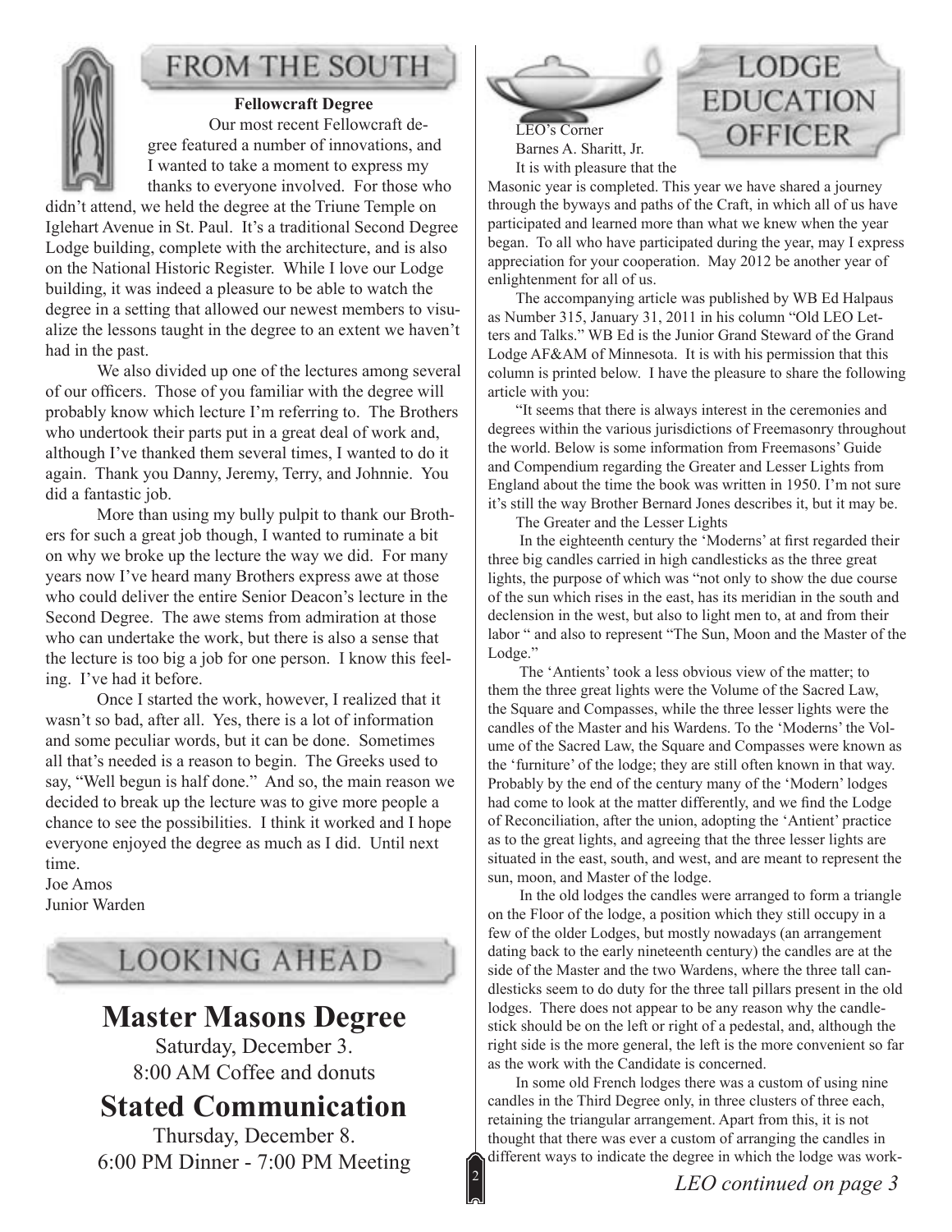## FROM THE SOUTH

**Fellowcraft Degree**

Our most recent Fellowcraft degree featured a number of innovations, and I wanted to take a moment to express my thanks to everyone involved. For those who didn't attend, we held the degree at the Triune Temple on Iglehart Avenue in St. Paul. It's a traditional Second Degree Lodge building, complete with the architecture, and is also on the National Historic Register. While I love our Lodge building, it was indeed a pleasure to be able to watch the degree in a setting that allowed our newest members to visualize the lessons taught in the degree to an extent we haven't had in the past.

We also divided up one of the lectures among several of our officers. Those of you familiar with the degree will probably know which lecture I'm referring to. The Brothers who undertook their parts put in a great deal of work and, although I've thanked them several times, I wanted to do it again. Thank you Danny, Jeremy, Terry, and Johnnie. You did a fantastic job.

More than using my bully pulpit to thank our Brothers for such a great job though, I wanted to ruminate a bit on why we broke up the lecture the way we did. For many years now I've heard many Brothers express awe at those who could deliver the entire Senior Deacon's lecture in the Second Degree. The awe stems from admiration at those who can undertake the work, but there is also a sense that the lecture is too big a job for one person. I know this feeling. I've had it before.

Once I started the work, however, I realized that it wasn't so bad, after all. Yes, there is a lot of information and some peculiar words, but it can be done. Sometimes all that's needed is a reason to begin. The Greeks used to say, "Well begun is half done." And so, the main reason we decided to break up the lecture was to give more people a chance to see the possibilities. I think it worked and I hope everyone enjoyed the degree as much as I did. Until next time.

Joe Amos
Junior Warden

## LOOKING AHEAD

# Master Masons Degree

Saturday, December 3.
8:00 AM Coffee and donuts

# Stated Communication

Thursday, December 8.
6:00 PM Dinner - 7:00 PM Meeting

## LODGE EDUCATION OFFICER

LEO's Corner
Barnes A. Sharitt, Jr.

It is with pleasure that the Masonic year is completed. This year we have shared a journey through the byways and paths of the Craft, in which all of us have participated and learned more than what we knew when the year began. To all who have participated during the year, may I express appreciation for your cooperation. May 2012 be another year of enlightenment for all of us.

The accompanying article was published by WB Ed Halpaus as Number 315, January 31, 2011 in his column "Old LEO Letters and Talks." WB Ed is the Junior Grand Steward of the Grand Lodge AF&AM of Minnesota. It is with his permission that this column is printed below. I have the pleasure to share the following article with you:

"It seems that there is always interest in the ceremonies and degrees within the various jurisdictions of Freemasonry throughout the world. Below is some information from Freemasons' Guide and Compendium regarding the Greater and Lesser Lights from England about the time the book was written in 1950. I'm not sure it's still the way Brother Bernard Jones describes it, but it may be.

The Greater and the Lesser Lights

In the eighteenth century the 'Moderns' at first regarded their three big candles carried in high candlesticks as the three great lights, the purpose of which was "not only to show the due course of the sun which rises in the east, has its meridian in the south and declension in the west, but also to light men to, at and from their labor " and also to represent "The Sun, Moon and the Master of the Lodge."

The 'Antients' took a less obvious view of the matter; to them the three great lights were the Volume of the Sacred Law, the Square and Compasses, while the three lesser lights were the candles of the Master and his Wardens. To the 'Moderns' the Volume of the Sacred Law, the Square and Compasses were known as the 'furniture' of the lodge; they are still often known in that way. Probably by the end of the century many of the 'Modern' lodges had come to look at the matter differently, and we find the Lodge of Reconciliation, after the union, adopting the 'Antient' practice as to the great lights, and agreeing that the three lesser lights are situated in the east, south, and west, and are meant to represent the sun, moon, and Master of the lodge.

In the old lodges the candles were arranged to form a triangle on the Floor of the lodge, a position which they still occupy in a few of the older Lodges, but mostly nowadays (an arrangement dating back to the early nineteenth century) the candles are at the side of the Master and the two Wardens, where the three tall candlesticks seem to do duty for the three tall pillars present in the old lodges. There does not appear to be any reason why the candlestick should be on the left or right of a pedestal, and, although the right side is the more general, the left is the more convenient so far as the work with the Candidate is concerned.

In some old French lodges there was a custom of using nine candles in the Third Degree only, in three clusters of three each, retaining the triangular arrangement. Apart from this, it is not thought that there was ever a custom of arranging the candles in different ways to indicate the degree in which the lodge was work-

*LEO continued on page 3*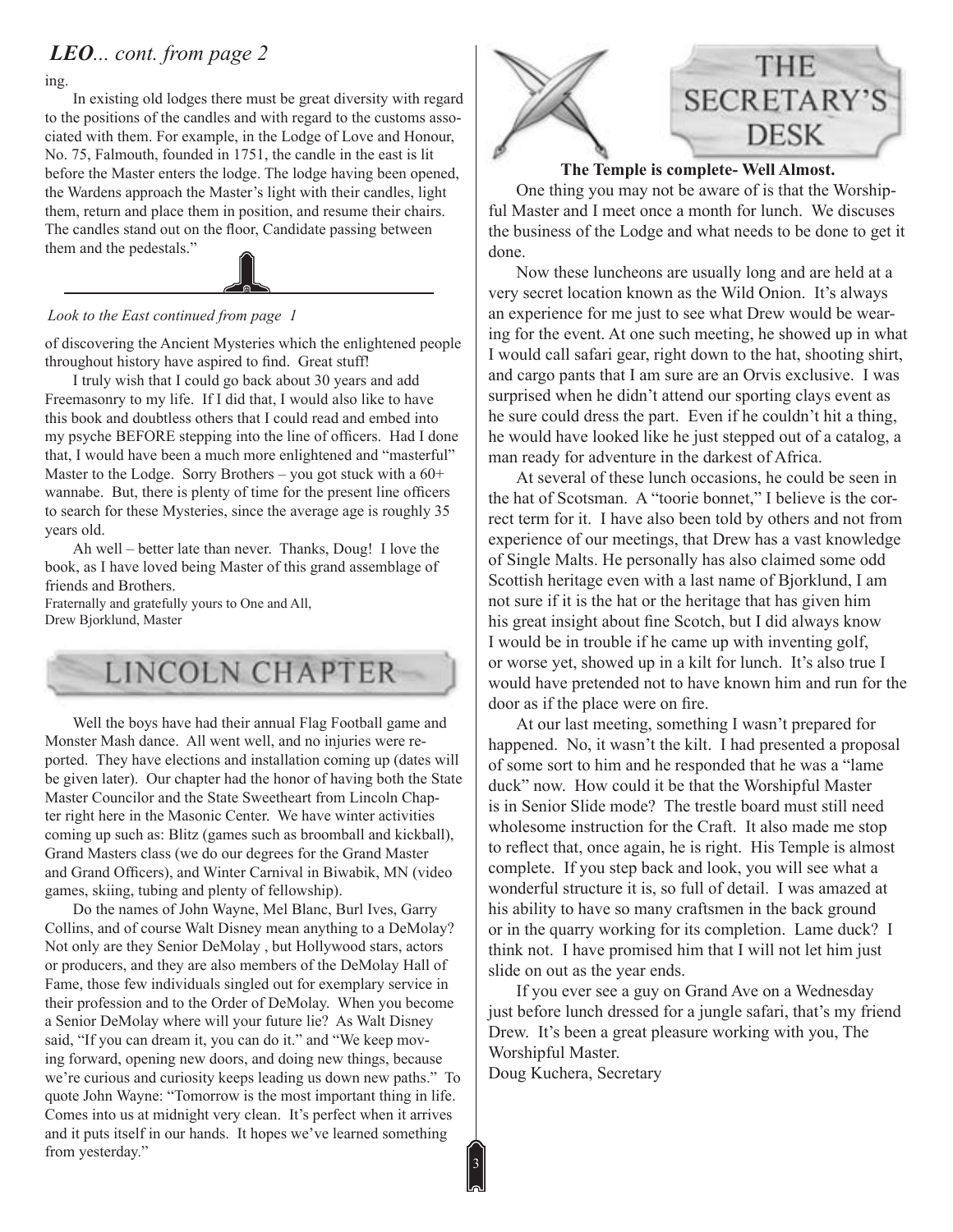## *LEO... cont. from page 2*

ing.

In existing old lodges there must be great diversity with regard to the positions of the candles and with regard to the customs associated with them. For example, in the Lodge of Love and Honour, No. 75, Falmouth, founded in 1751, the candle in the east is lit before the Master enters the lodge. The lodge having been opened, the Wardens approach the Master's light with their candles, light them, return and place them in position, and resume their chairs. The candles stand out on the floor, Candidate passing between them and the pedestals."

*Look to the East continued from page 1*

of discovering the Ancient Mysteries which the enlightened people throughout history have aspired to find. Great stuff!

I truly wish that I could go back about 30 years and add Freemasonry to my life. If I did that, I would also like to have this book and doubtless others that I could read and embed into my psyche BEFORE stepping into the line of officers. Had I done that, I would have been a much more enlightened and "masterful" Master to the Lodge. Sorry Brothers – you got stuck with a 60+ wannabe. But, there is plenty of time for the present line officers to search for these Mysteries, since the average age is roughly 35 years old.

Ah well – better late than never. Thanks, Doug! I love the book, as I have loved being Master of this grand assemblage of friends and Brothers.

Fraternally and gratefully yours to One and All,
Drew Bjorklund, Master

## LINCOLN CHAPTER

Well the boys have had their annual Flag Football game and Monster Mash dance. All went well, and no injuries were reported. They have elections and installation coming up (dates will be given later). Our chapter had the honor of having both the State Master Councilor and the State Sweetheart from Lincoln Chapter right here in the Masonic Center. We have winter activities coming up such as: Blitz (games such as broomball and kickball), Grand Masters class (we do our degrees for the Grand Master and Grand Officers), and Winter Carnival in Biwabik, MN (video games, skiing, tubing and plenty of fellowship).

Do the names of John Wayne, Mel Blanc, Burl Ives, Garry Collins, and of course Walt Disney mean anything to a DeMolay? Not only are they Senior DeMolay , but Hollywood stars, actors or producers, and they are also members of the DeMolay Hall of Fame, those few individuals singled out for exemplary service in their profession and to the Order of DeMolay. When you become a Senior DeMolay where will your future lie? As Walt Disney said, "If you can dream it, you can do it." and "We keep moving forward, opening new doors, and doing new things, because we're curious and curiosity keeps leading us down new paths." To quote John Wayne: "Tomorrow is the most important thing in life. Comes into us at midnight very clean. It's perfect when it arrives and it puts itself in our hands. It hopes we've learned something from yesterday."

## THE SECRETARY'S DESK

**The Temple is complete- Well Almost.**

One thing you may not be aware of is that the Worshipful Master and I meet once a month for lunch. We discuses the business of the Lodge and what needs to be done to get it done.

Now these luncheons are usually long and are held at a very secret location known as the Wild Onion. It's always an experience for me just to see what Drew would be wearing for the event. At one such meeting, he showed up in what I would call safari gear, right down to the hat, shooting shirt, and cargo pants that I am sure are an Orvis exclusive. I was surprised when he didn't attend our sporting clays event as he sure could dress the part. Even if he couldn't hit a thing, he would have looked like he just stepped out of a catalog, a man ready for adventure in the darkest of Africa.

At several of these lunch occasions, he could be seen in the hat of Scotsman. A "toorie bonnet," I believe is the correct term for it. I have also been told by others and not from experience of our meetings, that Drew has a vast knowledge of Single Malts. He personally has also claimed some odd Scottish heritage even with a last name of Bjorklund, I am not sure if it is the hat or the heritage that has given him his great insight about fine Scotch, but I did always know I would be in trouble if he came up with inventing golf, or worse yet, showed up in a kilt for lunch. It's also true I would have pretended not to have known him and run for the door as if the place were on fire.

At our last meeting, something I wasn't prepared for happened. No, it wasn't the kilt. I had presented a proposal of some sort to him and he responded that he was a "lame duck" now. How could it be that the Worshipful Master is in Senior Slide mode? The trestle board must still need wholesome instruction for the Craft. It also made me stop to reflect that, once again, he is right. His Temple is almost complete. If you step back and look, you will see what a wonderful structure it is, so full of detail. I was amazed at his ability to have so many craftsmen in the back ground or in the quarry working for its completion. Lame duck? I think not. I have promised him that I will not let him just slide on out as the year ends.

If you ever see a guy on Grand Ave on a Wednesday just before lunch dressed for a jungle safari, that's my friend Drew. It's been a great pleasure working with you, The Worshipful Master.

Doug Kuchera, Secretary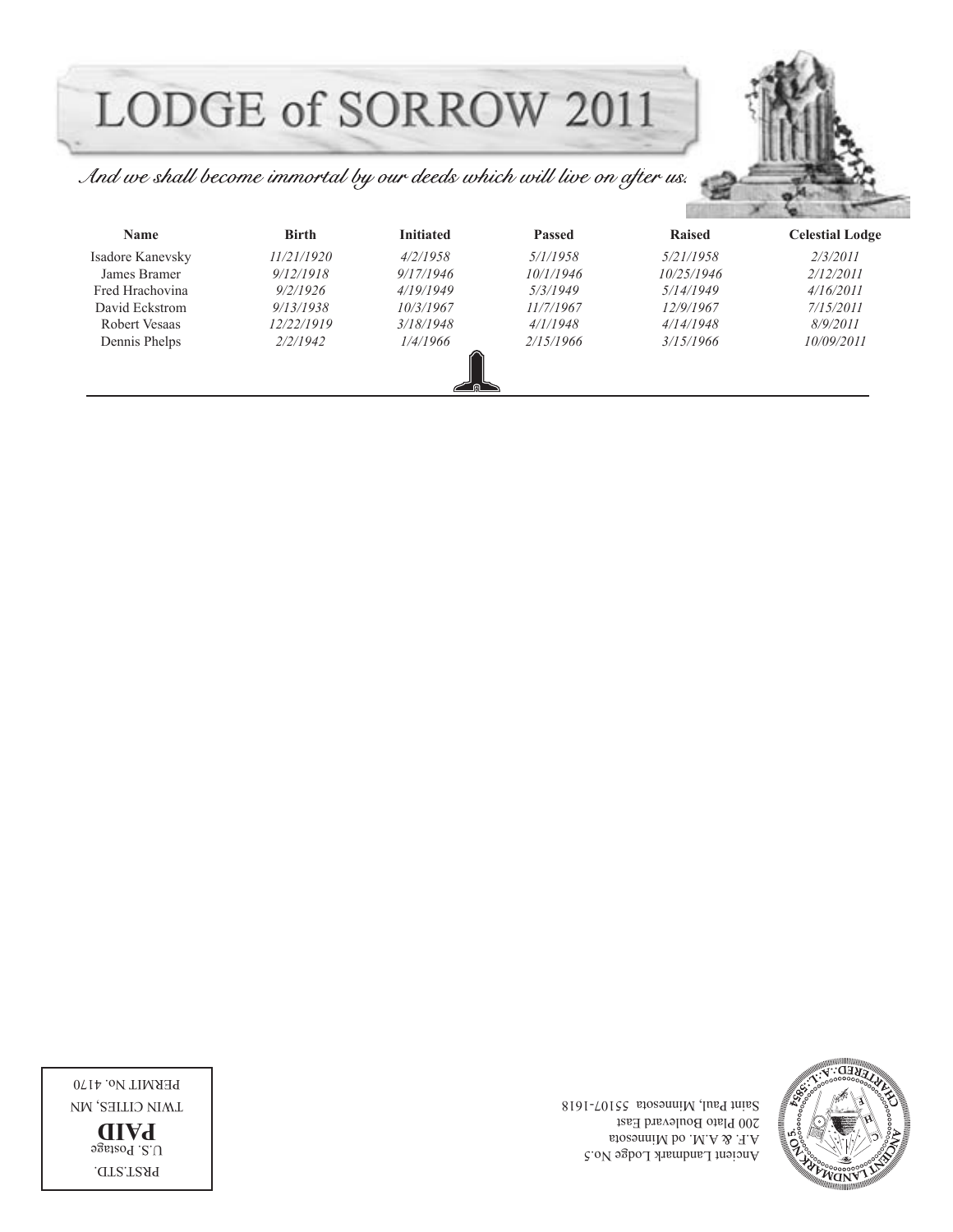# LODGE of SORROW 2011

*And we shall become immortal by our deeds which will live on after us.*

| Name | Birth | Initiated | Passed | Raised | Celestial Lodge |
|---|---|---|---|---|---|
| Isadore Kanevsky | *11/21/1920* | *4/2/1958* | *5/1/1958* | *5/21/1958* | *2/3/2011* |
| James Bramer | *9/12/1918* | *9/17/1946* | *10/1/1946* | *10/25/1946* | *2/12/2011* |
| Fred Hrachovina | *9/2/1926* | *4/19/1949* | *5/3/1949* | *5/14/1949* | *4/16/2011* |
| David Eckstrom | *9/13/1938* | *10/3/1967* | *11/7/1967* | *12/9/1967* | *7/15/2011* |
| Robert Vesaas | *12/22/1919* | *3/18/1948* | *4/1/1948* | *4/14/1948* | *8/9/2011* |
| Dennis Phelps | *2/2/1942* | *1/4/1966* | *2/15/1966* | *3/15/1966* | *10/09/2011* |

Ancient Landmark Lodge No.5
A.F. & A.M. od Minnesota
200 Plato Boulevard East
Saint Paul, Minnesota 55107-1618

PRST.STD.
U.S. Postage
**PAID**
TWIN CITIES, MN
PERMIT No. 4170